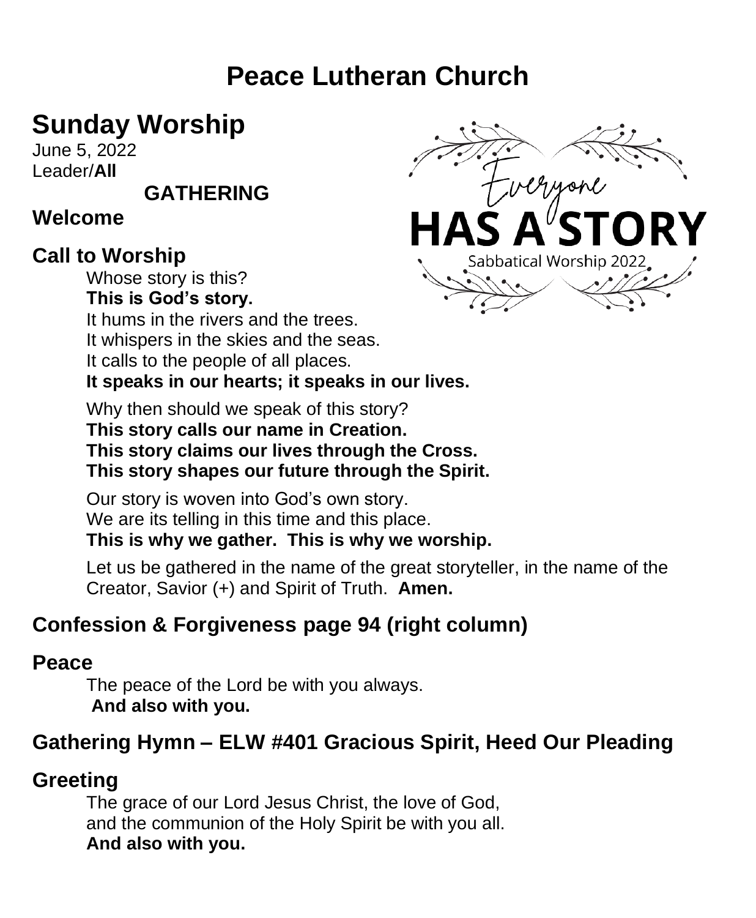# Peace Lutheran Church

## Sunday Worship

June 5, 2022
Leader/**All**

Everyone
**HAS A STORY**
Sabbatical Worship 2022

### GATHERING

### Welcome

### Call to Worship

Whose story is this?
**This is God's story.**
It hums in the rivers and the trees.
It whispers in the skies and the seas.
It calls to the people of all places.
**It speaks in our hearts; it speaks in our lives.**

Why then should we speak of this story?
**This story calls our name in Creation.**
**This story claims our lives through the Cross.**
**This story shapes our future through the Spirit.**

Our story is woven into God's own story.
We are its telling in this time and this place.
**This is why we gather. This is why we worship.**

Let us be gathered in the name of the great storyteller, in the name of the Creator, Savior (+) and Spirit of Truth. **Amen.**

### Confession & Forgiveness page 94 (right column)

### Peace

The peace of the Lord be with you always.
**And also with you.**

### Gathering Hymn – ELW #401 Gracious Spirit, Heed Our Pleading

### Greeting

The grace of our Lord Jesus Christ, the love of God,
and the communion of the Holy Spirit be with you all.
**And also with you.**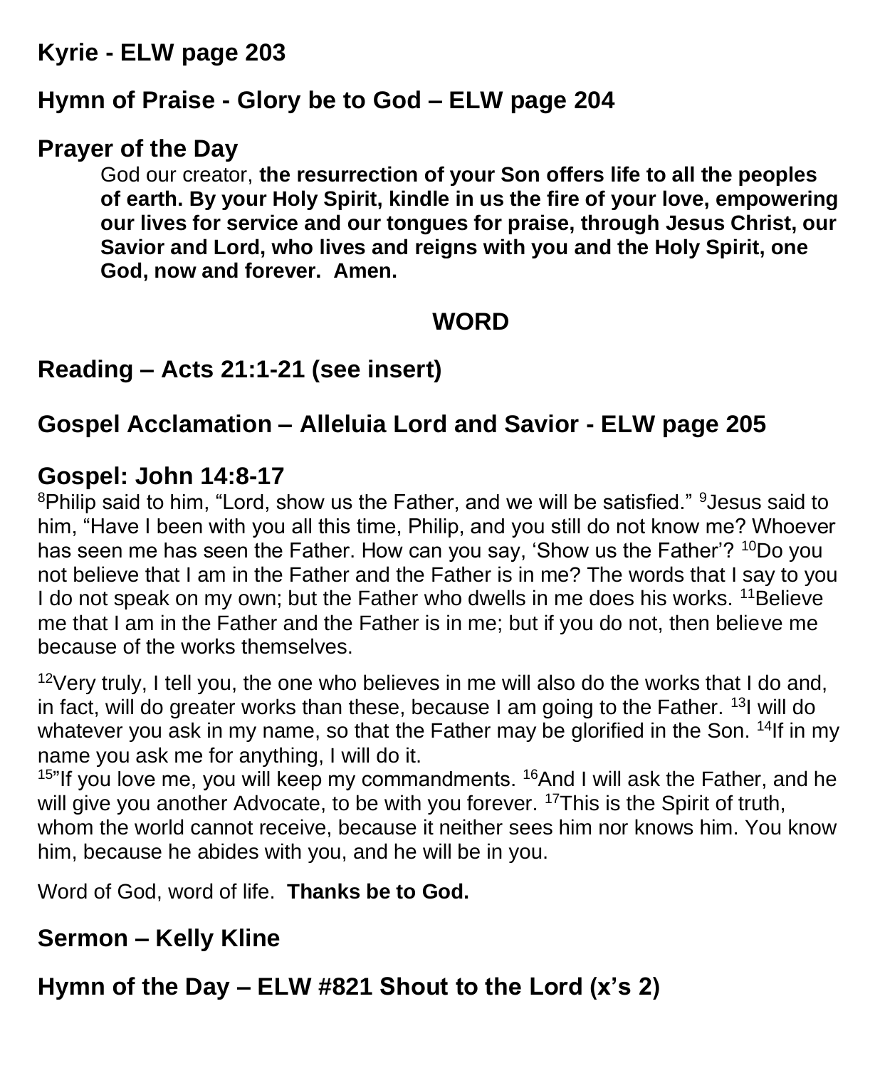## Kyrie - ELW page 203

## Hymn of Praise - Glory be to God – ELW page 204

## Prayer of the Day

God our creator, **the resurrection of your Son offers life to all the peoples of earth. By your Holy Spirit, kindle in us the fire of your love, empowering our lives for service and our tongues for praise, through Jesus Christ, our Savior and Lord, who lives and reigns with you and the Holy Spirit, one God, now and forever. Amen.**

# WORD

## Reading – Acts 21:1-21 (see insert)

## Gospel Acclamation – Alleluia Lord and Savior - ELW page 205

## Gospel: John 14:8-17

[8]Philip said to him, "Lord, show us the Father, and we will be satisfied." [9]Jesus said to him, "Have I been with you all this time, Philip, and you still do not know me? Whoever has seen me has seen the Father. How can you say, 'Show us the Father'? [10]Do you not believe that I am in the Father and the Father is in me? The words that I say to you I do not speak on my own; but the Father who dwells in me does his works. [11]Believe me that I am in the Father and the Father is in me; but if you do not, then believe me because of the works themselves.

[12]Very truly, I tell you, the one who believes in me will also do the works that I do and, in fact, will do greater works than these, because I am going to the Father. [13]I will do whatever you ask in my name, so that the Father may be glorified in the Son. [14]If in my name you ask me for anything, I will do it.
[15]"If you love me, you will keep my commandments. [16]And I will ask the Father, and he will give you another Advocate, to be with you forever. [17]This is the Spirit of truth, whom the world cannot receive, because it neither sees him nor knows him. You know him, because he abides with you, and he will be in you.

Word of God, word of life. **Thanks be to God.**

## Sermon – Kelly Kline

## Hymn of the Day – ELW #821 Shout to the Lord (x's 2)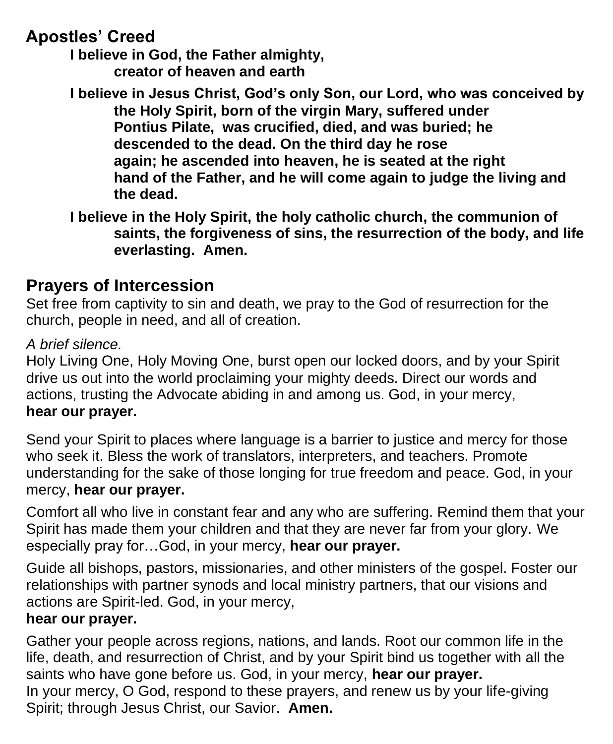## Apostles' Creed

**I believe in God, the Father almighty,
creator of heaven and earth**

**I believe in Jesus Christ, God's only Son, our Lord, who was conceived by the Holy Spirit, born of the virgin Mary, suffered under Pontius Pilate, was crucified, died, and was buried; he descended to the dead. On the third day he rose again; he ascended into heaven, he is seated at the right hand of the Father, and he will come again to judge the living and the dead.**

**I believe in the Holy Spirit, the holy catholic church, the communion of saints, the forgiveness of sins, the resurrection of the body, and life everlasting. Amen.**

## Prayers of Intercession

Set free from captivity to sin and death, we pray to the God of resurrection for the church, people in need, and all of creation.

*A brief silence.*

Holy Living One, Holy Moving One, burst open our locked doors, and by your Spirit drive us out into the world proclaiming your mighty deeds. Direct our words and actions, trusting the Advocate abiding in and among us. God, in your mercy,
**hear our prayer.**

Send your Spirit to places where language is a barrier to justice and mercy for those who seek it. Bless the work of translators, interpreters, and teachers. Promote understanding for the sake of those longing for true freedom and peace. God, in your mercy, **hear our prayer.**

Comfort all who live in constant fear and any who are suffering. Remind them that your Spirit has made them your children and that they are never far from your glory. We especially pray for…God, in your mercy, **hear our prayer.**

Guide all bishops, pastors, missionaries, and other ministers of the gospel. Foster our relationships with partner synods and local ministry partners, that our visions and actions are Spirit-led. God, in your mercy,
**hear our prayer.**

Gather your people across regions, nations, and lands. Root our common life in the life, death, and resurrection of Christ, and by your Spirit bind us together with all the saints who have gone before us. God, in your mercy, **hear our prayer.**
In your mercy, O God, respond to these prayers, and renew us by your life-giving Spirit; through Jesus Christ, our Savior. **Amen.**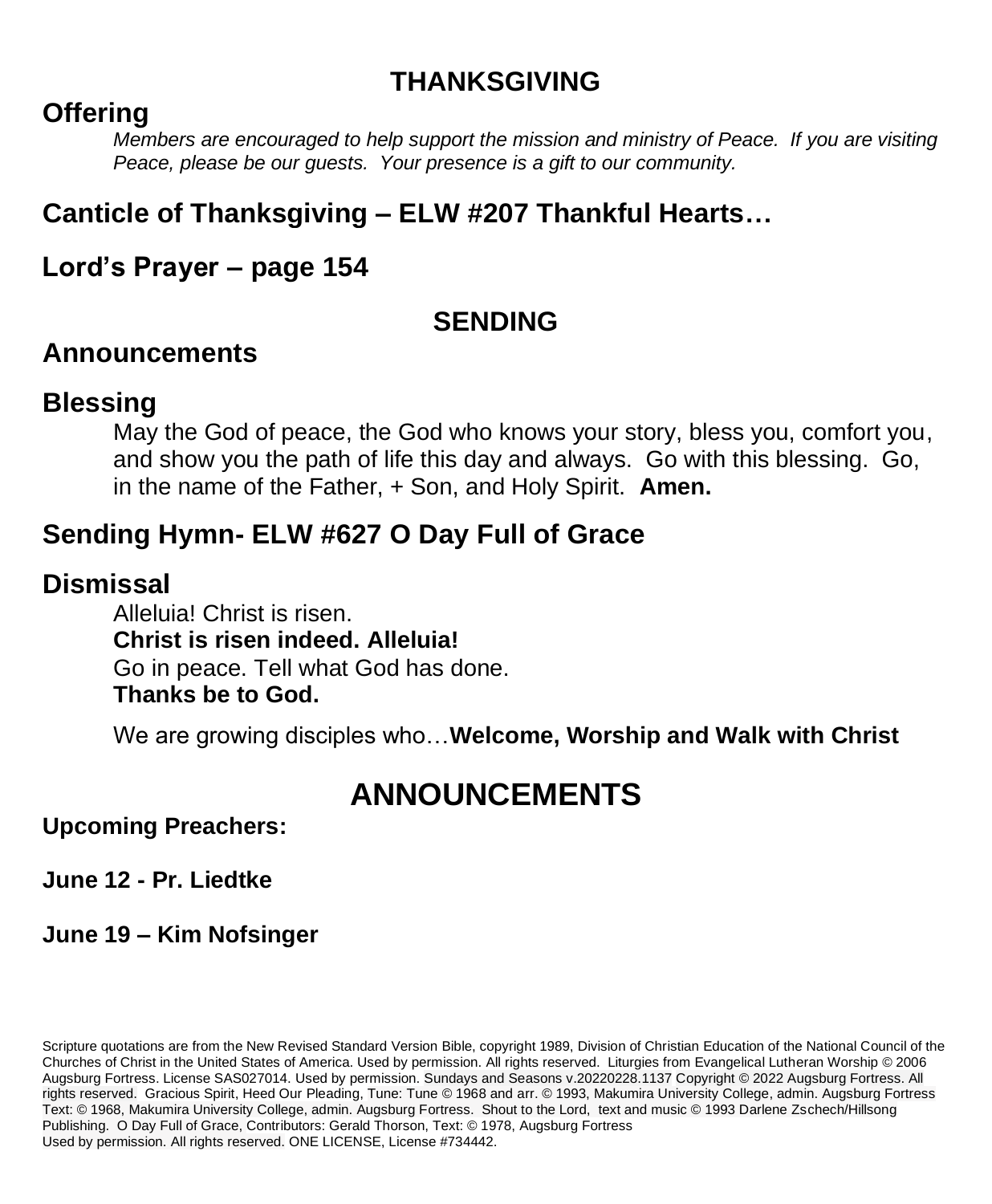## THANKSGIVING

### Offering

*Members are encouraged to help support the mission and ministry of Peace. If you are visiting Peace, please be our guests. Your presence is a gift to our community.*

### Canticle of Thanksgiving – ELW #207 Thankful Hearts…

### Lord's Prayer – page 154

## SENDING

### Announcements

### Blessing

May the God of peace, the God who knows your story, bless you, comfort you, and show you the path of life this day and always. Go with this blessing. Go, in the name of the Father, + Son, and Holy Spirit. **Amen.**

### Sending Hymn- ELW #627 O Day Full of Grace

### Dismissal

Alleluia! Christ is risen.
**Christ is risen indeed. Alleluia!**
Go in peace. Tell what God has done.
**Thanks be to God.**

We are growing disciples who…**Welcome, Worship and Walk with Christ**

# ANNOUNCEMENTS

**Upcoming Preachers:**

**June 12 - Pr. Liedtke**

**June 19 – Kim Nofsinger**

Scripture quotations are from the New Revised Standard Version Bible, copyright 1989, Division of Christian Education of the National Council of the Churches of Christ in the United States of America. Used by permission. All rights reserved. Liturgies from Evangelical Lutheran Worship © 2006 Augsburg Fortress. License SAS027014. Used by permission. Sundays and Seasons v.20220228.1137 Copyright © 2022 Augsburg Fortress. All rights reserved. Gracious Spirit, Heed Our Pleading, Tune: Tune © 1968 and arr. © 1993, Makumira University College, admin. Augsburg Fortress Text: © 1968, Makumira University College, admin. Augsburg Fortress. Shout to the Lord, text and music © 1993 Darlene Zschech/Hillsong Publishing. O Day Full of Grace, Contributors: Gerald Thorson, Text: © 1978, Augsburg Fortress
Used by permission. All rights reserved. ONE LICENSE, License #734442.